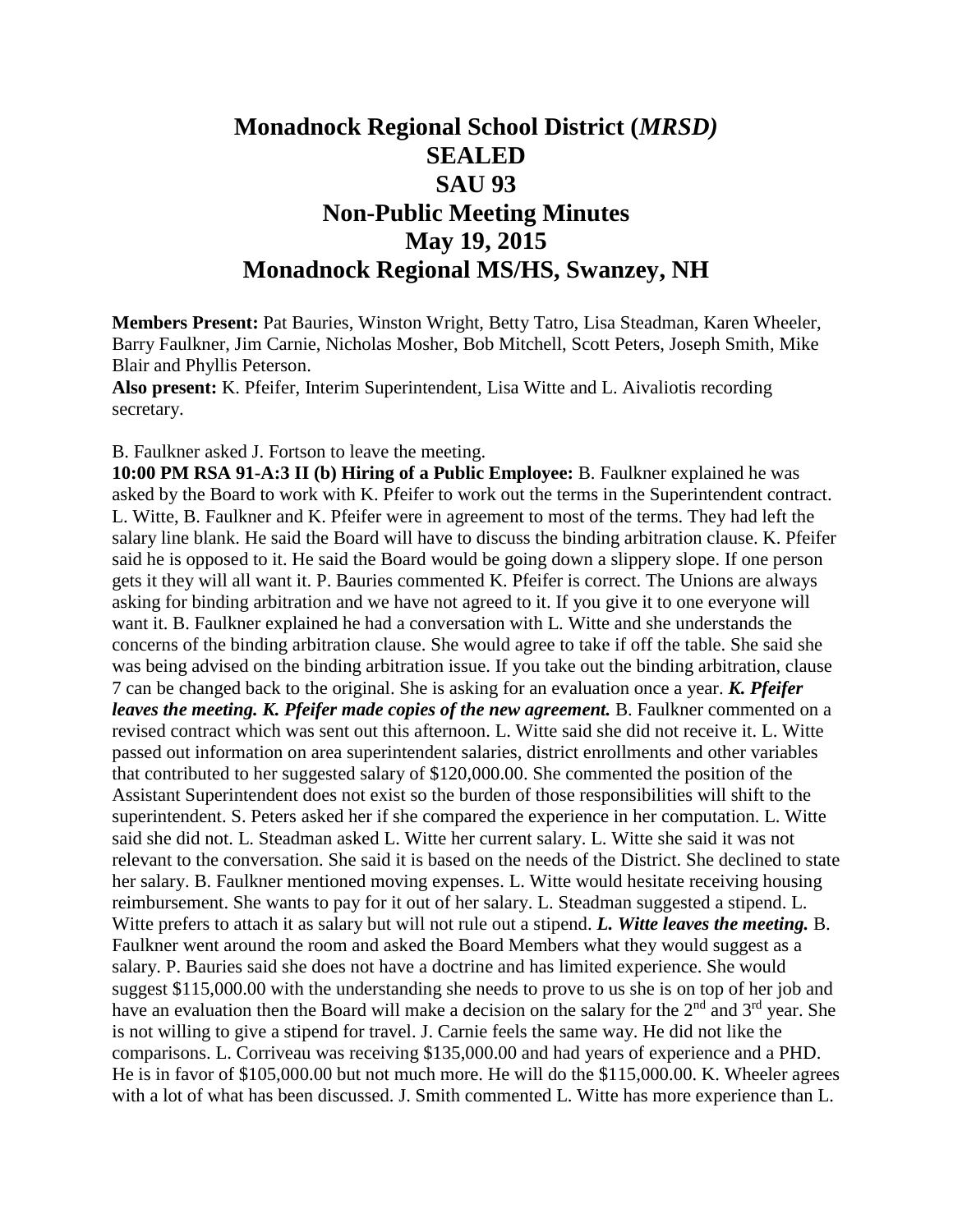# Monadnock Regional School District (*MRSD)*
# SEALED
# SAU 93
# Non-Public Meeting Minutes
# May 19, 2015
# Monadnock Regional MS/HS, Swanzey, NH

**Members Present:** Pat Bauries, Winston Wright, Betty Tatro, Lisa Steadman, Karen Wheeler, Barry Faulkner, Jim Carnie, Nicholas Mosher, Bob Mitchell, Scott Peters, Joseph Smith, Mike Blair and Phyllis Peterson.
**Also present:** K. Pfeifer, Interim Superintendent, Lisa Witte and L. Aivaliotis recording secretary.

B. Faulkner asked J. Fortson to leave the meeting.
**10:00 PM RSA 91-A:3 II (b) Hiring of a Public Employee:** B. Faulkner explained he was asked by the Board to work with K. Pfeifer to work out the terms in the Superintendent contract. L. Witte, B. Faulkner and K. Pfeifer were in agreement to most of the terms. They had left the salary line blank. He said the Board will have to discuss the binding arbitration clause. K. Pfeifer said he is opposed to it. He said the Board would be going down a slippery slope. If one person gets it they will all want it. P. Bauries commented K. Pfeifer is correct. The Unions are always asking for binding arbitration and we have not agreed to it. If you give it to one everyone will want it. B. Faulkner explained he had a conversation with L. Witte and she understands the concerns of the binding arbitration clause. She would agree to take if off the table. She said she was being advised on the binding arbitration issue. If you take out the binding arbitration, clause 7 can be changed back to the original. She is asking for an evaluation once a year. ***K. Pfeifer leaves the meeting. K. Pfeifer made copies of the new agreement.*** B. Faulkner commented on a revised contract which was sent out this afternoon. L. Witte said she did not receive it. L. Witte passed out information on area superintendent salaries, district enrollments and other variables that contributed to her suggested salary of $120,000.00. She commented the position of the Assistant Superintendent does not exist so the burden of those responsibilities will shift to the superintendent. S. Peters asked her if she compared the experience in her computation. L. Witte said she did not. L. Steadman asked L. Witte her current salary. L. Witte she said it was not relevant to the conversation. She said it is based on the needs of the District. She declined to state her salary. B. Faulkner mentioned moving expenses. L. Witte would hesitate receiving housing reimbursement. She wants to pay for it out of her salary. L. Steadman suggested a stipend. L. Witte prefers to attach it as salary but will not rule out a stipend. ***L. Witte leaves the meeting.*** B. Faulkner went around the room and asked the Board Members what they would suggest as a salary. P. Bauries said she does not have a doctrine and has limited experience. She would suggest $115,000.00 with the understanding she needs to prove to us she is on top of her job and have an evaluation then the Board will make a decision on the salary for the 2nd and 3rd year. She is not willing to give a stipend for travel. J. Carnie feels the same way. He did not like the comparisons. L. Corriveau was receiving $135,000.00 and had years of experience and a PHD. He is in favor of $105,000.00 but not much more. He will do the $115,000.00. K. Wheeler agrees with a lot of what has been discussed. J. Smith commented L. Witte has more experience than L.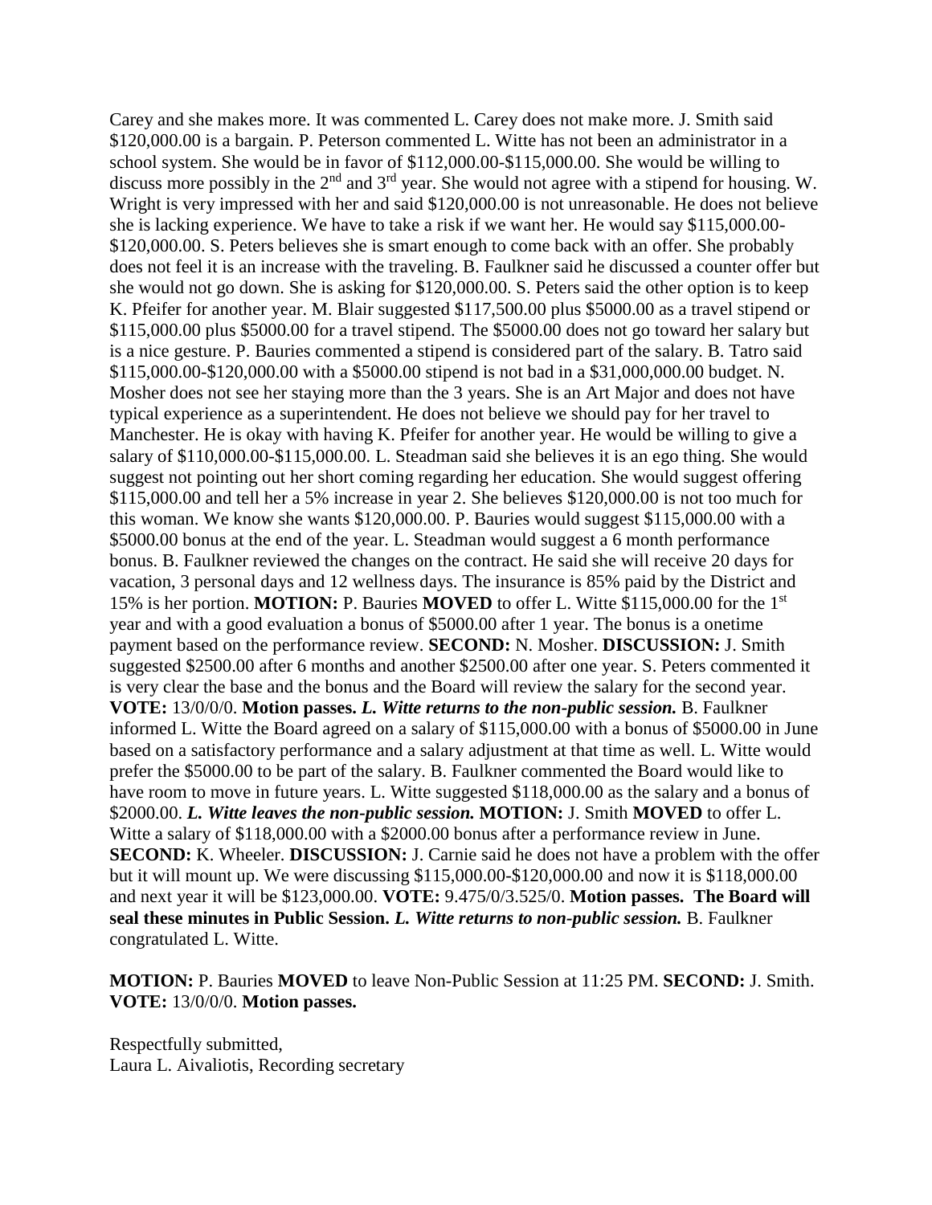Carey and she makes more. It was commented L. Carey does not make more. J. Smith said $120,000.00 is a bargain. P. Peterson commented L. Witte has not been an administrator in a school system. She would be in favor of $112,000.00-$115,000.00. She would be willing to discuss more possibly in the 2nd and 3rd year. She would not agree with a stipend for housing. W. Wright is very impressed with her and said $120,000.00 is not unreasonable. He does not believe she is lacking experience. We have to take a risk if we want her. He would say $115,000.00-$120,000.00. S. Peters believes she is smart enough to come back with an offer. She probably does not feel it is an increase with the traveling. B. Faulkner said he discussed a counter offer but she would not go down. She is asking for $120,000.00. S. Peters said the other option is to keep K. Pfeifer for another year. M. Blair suggested $117,500.00 plus $5000.00 as a travel stipend or $115,000.00 plus $5000.00 for a travel stipend. The $5000.00 does not go toward her salary but is a nice gesture. P. Bauries commented a stipend is considered part of the salary. B. Tatro said $115,000.00-$120,000.00 with a $5000.00 stipend is not bad in a $31,000,000.00 budget. N. Mosher does not see her staying more than the 3 years. She is an Art Major and does not have typical experience as a superintendent. He does not believe we should pay for her travel to Manchester. He is okay with having K. Pfeifer for another year. He would be willing to give a salary of $110,000.00-$115,000.00. L. Steadman said she believes it is an ego thing. She would suggest not pointing out her short coming regarding her education. She would suggest offering $115,000.00 and tell her a 5% increase in year 2. She believes $120,000.00 is not too much for this woman. We know she wants $120,000.00. P. Bauries would suggest $115,000.00 with a $5000.00 bonus at the end of the year. L. Steadman would suggest a 6 month performance bonus. B. Faulkner reviewed the changes on the contract. He said she will receive 20 days for vacation, 3 personal days and 12 wellness days. The insurance is 85% paid by the District and 15% is her portion. **MOTION:** P. Bauries **MOVED** to offer L. Witte $115,000.00 for the 1st year and with a good evaluation a bonus of $5000.00 after 1 year. The bonus is a onetime payment based on the performance review. **SECOND:** N. Mosher. **DISCUSSION:** J. Smith suggested $2500.00 after 6 months and another $2500.00 after one year. S. Peters commented it is very clear the base and the bonus and the Board will review the salary for the second year. **VOTE:** 13/0/0/0. **Motion passes.** ***L. Witte returns to the non-public session.*** B. Faulkner informed L. Witte the Board agreed on a salary of $115,000.00 with a bonus of $5000.00 in June based on a satisfactory performance and a salary adjustment at that time as well. L. Witte would prefer the $5000.00 to be part of the salary. B. Faulkner commented the Board would like to have room to move in future years. L. Witte suggested $118,000.00 as the salary and a bonus of $2000.00. ***L. Witte leaves the non-public session.*** **MOTION:** J. Smith **MOVED** to offer L. Witte a salary of $118,000.00 with a $2000.00 bonus after a performance review in June. **SECOND:** K. Wheeler. **DISCUSSION:** J. Carnie said he does not have a problem with the offer but it will mount up. We were discussing $115,000.00-$120,000.00 and now it is $118,000.00 and next year it will be $123,000.00. **VOTE:** 9.475/0/3.525/0. **Motion passes. The Board will seal these minutes in Public Session.** ***L. Witte returns to non-public session.*** B. Faulkner congratulated L. Witte.

**MOTION:** P. Bauries **MOVED** to leave Non-Public Session at 11:25 PM. **SECOND:** J. Smith. **VOTE:** 13/0/0/0. **Motion passes.**

Respectfully submitted,
Laura L. Aivaliotis, Recording secretary